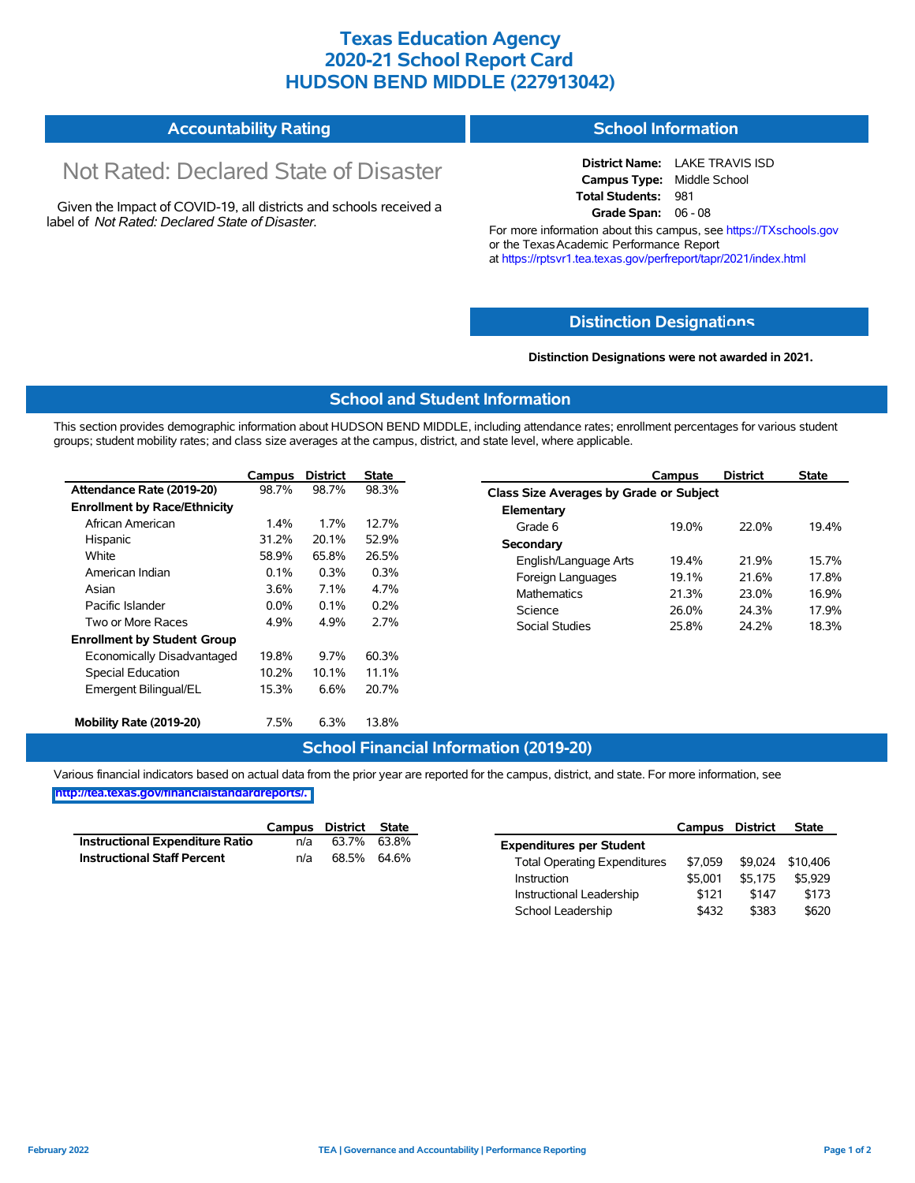# Texas Education Agency
# 2020-21 School Report Card
# HUDSON BEND MIDDLE (227913042)

## Accountability Rating

Not Rated: Declared State of Disaster

Given the Impact of COVID-19, all districts and schools received a label of *Not Rated: Declared State of Disaster*.

## School Information

**District Name:** LAKE TRAVIS ISD
**Campus Type:** Middle School
**Total Students:** 981
**Grade Span:** 06 - 08

For more information about this campus, see https://TXschools.gov or the Texas Academic Performance Report at https://rptsvr1.tea.texas.gov/perfreport/tapr/2021/index.html

## Distinction Designations

**Distinction Designations were not awarded in 2021.**

## School and Student Information

This section provides demographic information about HUDSON BEND MIDDLE, including attendance rates; enrollment percentages for various student groups; student mobility rates; and class size averages at the campus, district, and state level, where applicable.

| | Campus | District | State |
|---|---|---|---|
| **Attendance Rate (2019-20)** | 98.7% | 98.7% | 98.3% |
| **Enrollment by Race/Ethnicity** | | | |
| African American | 1.4% | 1.7% | 12.7% |
| Hispanic | 31.2% | 20.1% | 52.9% |
| White | 58.9% | 65.8% | 26.5% |
| American Indian | 0.1% | 0.3% | 0.3% |
| Asian | 3.6% | 7.1% | 4.7% |
| Pacific Islander | 0.0% | 0.1% | 0.2% |
| Two or More Races | 4.9% | 4.9% | 2.7% |
| **Enrollment by Student Group** | | | |
| Economically Disadvantaged | 19.8% | 9.7% | 60.3% |
| Special Education | 10.2% | 10.1% | 11.1% |
| Emergent Bilingual/EL | 15.3% | 6.6% | 20.7% |
| **Mobility Rate (2019-20)** | 7.5% | 6.3% | 13.8% |

| | Campus | District | State |
|---|---|---|---|
| **Class Size Averages by Grade or Subject** | | | |
| **Elementary** | | | |
| Grade 6 | 19.0% | 22.0% | 19.4% |
| **Secondary** | | | |
| English/Language Arts | 19.4% | 21.9% | 15.7% |
| Foreign Languages | 19.1% | 21.6% | 17.8% |
| Mathematics | 21.3% | 23.0% | 16.9% |
| Science | 26.0% | 24.3% | 17.9% |
| Social Studies | 25.8% | 24.2% | 18.3% |

## School Financial Information (2019-20)

Various financial indicators based on actual data from the prior year are reported for the campus, district, and state. For more information, see http://tea.texas.gov/financialstandardreports/.

| | Campus | District | State |
|---|---|---|---|
| **Instructional Expenditure Ratio** | n/a | 63.7% | 63.8% |
| **Instructional Staff Percent** | n/a | 68.5% | 64.6% |

| | Campus | District | State |
|---|---|---|---|
| **Expenditures per Student** | | | |
| Total Operating Expenditures | $7,059 | $9,024 | $10,406 |
| Instruction | $5,001 | $5,175 | $5,929 |
| Instructional Leadership | $121 | $147 | $173 |
| School Leadership | $432 | $383 | $620 |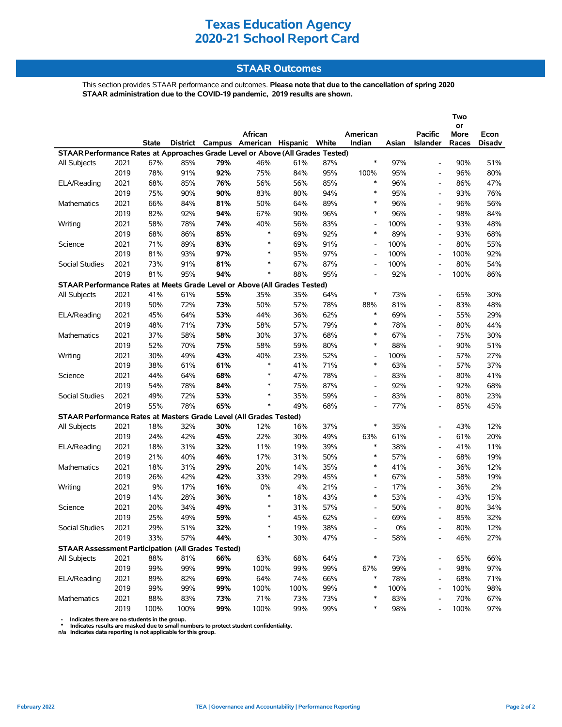# Texas Education Agency
# 2020-21 School Report Card

## STAAR Outcomes

This section provides STAAR performance and outcomes. **Please note that due to the cancellation of spring 2020 STAAR administration due to the COVID-19 pandemic, 2019 results are shown.**

| | | State | District | Campus | African American | Hispanic | White | American Indian | Asian | Pacific Islander | Two or More Races | Econ Disadv |
|---|---|---|---|---|---|---|---|---|---|---|---|---|
| **STAAR Performance Rates at Approaches Grade Level or Above (All Grades Tested)** | | | | | | | | | | | | |
| All Subjects | 2021 | 67% | 85% | **79%** | 46% | 61% | 87% | * | 97% | - | 90% | 51% |
| | 2019 | 78% | 91% | **92%** | 75% | 84% | 95% | 100% | 95% | - | 96% | 80% |
| ELA/Reading | 2021 | 68% | 85% | **76%** | 56% | 56% | 85% | * | 96% | - | 86% | 47% |
| | 2019 | 75% | 90% | **90%** | 83% | 80% | 94% | * | 95% | - | 93% | 76% |
| Mathematics | 2021 | 66% | 84% | **81%** | 50% | 64% | 89% | * | 96% | - | 96% | 56% |
| | 2019 | 82% | 92% | **94%** | 67% | 90% | 96% | * | 96% | - | 98% | 84% |
| Writing | 2021 | 58% | 78% | **74%** | 40% | 56% | 83% | - | 100% | - | 93% | 48% |
| | 2019 | 68% | 86% | **85%** | * | 69% | 92% | * | 89% | - | 93% | 68% |
| Science | 2021 | 71% | 89% | **83%** | * | 69% | 91% | - | 100% | - | 80% | 55% |
| | 2019 | 81% | 93% | **97%** | * | 95% | 97% | - | 100% | - | 100% | 92% |
| Social Studies | 2021 | 73% | 91% | **81%** | * | 67% | 87% | - | 100% | - | 80% | 54% |
| | 2019 | 81% | 95% | **94%** | * | 88% | 95% | - | 92% | - | 100% | 86% |
| **STAAR Performance Rates at Meets Grade Level or Above (All Grades Tested)** | | | | | | | | | | | | |
| All Subjects | 2021 | 41% | 61% | **55%** | 35% | 35% | 64% | * | 73% | - | 65% | 30% |
| | 2019 | 50% | 72% | **73%** | 50% | 57% | 78% | 88% | 81% | - | 83% | 48% |
| ELA/Reading | 2021 | 45% | 64% | **53%** | 44% | 36% | 62% | * | 69% | - | 55% | 29% |
| | 2019 | 48% | 71% | **73%** | 58% | 57% | 79% | * | 78% | - | 80% | 44% |
| Mathematics | 2021 | 37% | 58% | **58%** | 30% | 37% | 68% | * | 67% | - | 75% | 30% |
| | 2019 | 52% | 70% | **75%** | 58% | 59% | 80% | * | 88% | - | 90% | 51% |
| Writing | 2021 | 30% | 49% | **43%** | 40% | 23% | 52% | - | 100% | - | 57% | 27% |
| | 2019 | 38% | 61% | **61%** | * | 41% | 71% | * | 63% | - | 57% | 37% |
| Science | 2021 | 44% | 64% | **68%** | * | 47% | 78% | - | 83% | - | 80% | 41% |
| | 2019 | 54% | 78% | **84%** | * | 75% | 87% | - | 92% | - | 92% | 68% |
| Social Studies | 2021 | 49% | 72% | **53%** | * | 35% | 59% | - | 83% | - | 80% | 23% |
| | 2019 | 55% | 78% | **65%** | * | 49% | 68% | - | 77% | - | 85% | 45% |
| **STAAR Performance Rates at Masters Grade Level (All Grades Tested)** | | | | | | | | | | | | |
| All Subjects | 2021 | 18% | 32% | **30%** | 12% | 16% | 37% | * | 35% | - | 43% | 12% |
| | 2019 | 24% | 42% | **45%** | 22% | 30% | 49% | 63% | 61% | - | 61% | 20% |
| ELA/Reading | 2021 | 18% | 31% | **32%** | 11% | 19% | 39% | * | 38% | - | 41% | 11% |
| | 2019 | 21% | 40% | **46%** | 17% | 31% | 50% | * | 57% | - | 68% | 19% |
| Mathematics | 2021 | 18% | 31% | **29%** | 20% | 14% | 35% | * | 41% | - | 36% | 12% |
| | 2019 | 26% | 42% | **42%** | 33% | 29% | 45% | * | 67% | - | 58% | 19% |
| Writing | 2021 | 9% | 17% | **16%** | 0% | 4% | 21% | - | 17% | - | 36% | 2% |
| | 2019 | 14% | 28% | **36%** | * | 18% | 43% | * | 53% | - | 43% | 15% |
| Science | 2021 | 20% | 34% | **49%** | * | 31% | 57% | - | 50% | - | 80% | 34% |
| | 2019 | 25% | 49% | **59%** | * | 45% | 62% | - | 69% | - | 85% | 32% |
| Social Studies | 2021 | 29% | 51% | **32%** | * | 19% | 38% | - | 0% | - | 80% | 12% |
| | 2019 | 33% | 57% | **44%** | * | 30% | 47% | - | 58% | - | 46% | 27% |
| **STAAR Assessment Participation (All Grades Tested)** | | | | | | | | | | | | |
| All Subjects | 2021 | 88% | 81% | **66%** | 63% | 68% | 64% | * | 73% | - | 65% | 66% |
| | 2019 | 99% | 99% | **99%** | 100% | 99% | 99% | 67% | 99% | - | 98% | 97% |
| ELA/Reading | 2021 | 89% | 82% | **69%** | 64% | 74% | 66% | * | 78% | - | 68% | 71% |
| | 2019 | 99% | 99% | **99%** | 100% | 100% | 99% | * | 100% | - | 100% | 98% |
| Mathematics | 2021 | 88% | 83% | **73%** | 71% | 73% | 73% | * | 83% | - | 70% | 67% |
| | 2019 | 100% | 100% | **99%** | 100% | 99% | 99% | * | 98% | - | 100% | 97% |

**-** Indicates there are no students in the group.
**\*** Indicates results are masked due to small numbers to protect student confidentiality.
**n/a** Indicates data reporting is not applicable for this group.